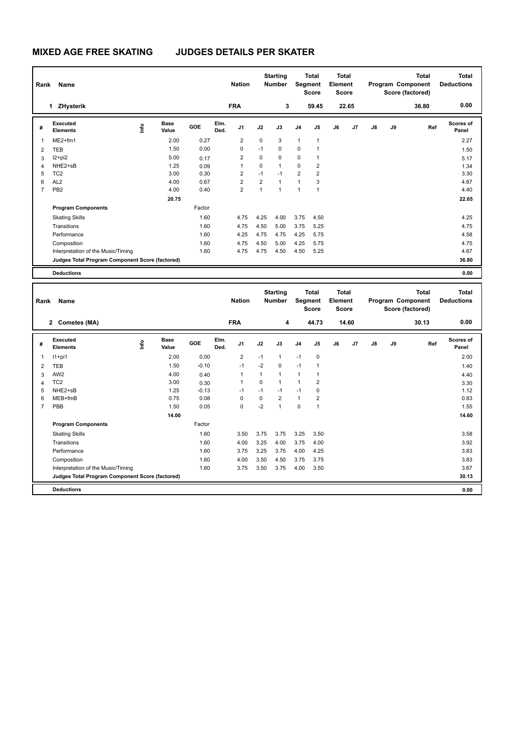# MIXED AGE FREE SKATING JUDGES DETAILS PER SKATER

| Rank | Name | Nation | Starting Number | Total Segment Score | Total Element Score | Total Program Component Score (factored) | Total Deductions |
|---|---|---|---|---|---|---|---|
| 1 | ZHysterik | FRA | 3 | 59.45 | 22.65 | 36.80 | 0.00 |

| # | Executed Elements | Info | Base Value | GOE | Elm. Ded. | J1 | J2 | J3 | J4 | J5 | J6 | J7 | J8 | J9 | Ref | Scores of Panel |
|---|---|---|---|---|---|---|---|---|---|---|---|---|---|---|---|---|
| 1 | ME2+fm1 | | 2.00 | 0.27 | | 2 | 0 | 3 | 1 | 1 | | | | | | 2.27 |
| 2 | TEB | | 1.50 | 0.00 | | 0 | -1 | 0 | 0 | 1 | | | | | | 1.50 |
| 3 | I2+pi2 | | 5.00 | 0.17 | | 2 | 0 | 0 | 0 | 1 | | | | | | 5.17 |
| 4 | NHE2+sB | | 1.25 | 0.09 | | 1 | 0 | 1 | 0 | 2 | | | | | | 1.34 |
| 5 | TC2 | | 3.00 | 0.30 | | 2 | -1 | -1 | 2 | 2 | | | | | | 3.30 |
| 6 | AL2 | | 4.00 | 0.67 | | 2 | 2 | 1 | 1 | 3 | | | | | | 4.67 |
| 7 | PB2 | | 4.00 | 0.40 | | 2 | 1 | 1 | 1 | 1 | | | | | | 4.40 |
| | | | 20.75 | | | | | | | | | | | | | 22.65 |

| Program Components | Factor | J1 | J2 | J3 | J4 | J5 | Scores of Panel |
|---|---|---|---|---|---|---|---|
| Skating Skills | 1.60 | 4.75 | 4.25 | 4.00 | 3.75 | 4.50 | 4.25 |
| Transitions | 1.60 | 4.75 | 4.50 | 5.00 | 3.75 | 5.25 | 4.75 |
| Performance | 1.60 | 4.25 | 4.75 | 4.75 | 4.25 | 5.75 | 4.58 |
| Composition | 1.60 | 4.75 | 4.50 | 5.00 | 4.25 | 5.75 | 4.75 |
| Interpretation of the Music/Timing | 1.60 | 4.75 | 4.75 | 4.50 | 4.50 | 5.25 | 4.67 |
| Judges Total Program Component Score (factored) | | | | | | | 36.80 |

**Deductions** 0.00

| Rank | Name | Nation | Starting Number | Total Segment Score | Total Element Score | Total Program Component Score (factored) | Total Deductions |
|---|---|---|---|---|---|---|---|
| 2 | Cometes (MA) | FRA | 4 | 44.73 | 14.60 | 30.13 | 0.00 |

| # | Executed Elements | Info | Base Value | GOE | Elm. Ded. | J1 | J2 | J3 | J4 | J5 | J6 | J7 | J8 | J9 | Ref | Scores of Panel |
|---|---|---|---|---|---|---|---|---|---|---|---|---|---|---|---|---|
| 1 | I1+pi1 | | 2.00 | 0.00 | | 2 | -1 | 1 | -1 | 0 | | | | | | 2.00 |
| 2 | TEB | | 1.50 | -0.10 | | -1 | -2 | 0 | -1 | 1 | | | | | | 1.40 |
| 3 | AW2 | | 4.00 | 0.40 | | 1 | 1 | 1 | 1 | 1 | | | | | | 4.40 |
| 4 | TC2 | | 3.00 | 0.30 | | 1 | 0 | 1 | 1 | 2 | | | | | | 3.30 |
| 5 | NHE2+sB | | 1.25 | -0.13 | | -1 | -1 | -1 | -1 | 0 | | | | | | 1.12 |
| 6 | MEB+fmB | | 0.75 | 0.08 | | 0 | 0 | 2 | 1 | 2 | | | | | | 0.83 |
| 7 | PBB | | 1.50 | 0.05 | | 0 | -2 | 1 | 0 | 1 | | | | | | 1.55 |
| | | | 14.00 | | | | | | | | | | | | | 14.60 |

| Program Components | Factor | J1 | J2 | J3 | J4 | J5 | Scores of Panel |
|---|---|---|---|---|---|---|---|
| Skating Skills | 1.60 | 3.50 | 3.75 | 3.75 | 3.25 | 3.50 | 3.58 |
| Transitions | 1.60 | 4.00 | 3.25 | 4.00 | 3.75 | 4.00 | 3.92 |
| Performance | 1.60 | 3.75 | 3.25 | 3.75 | 4.00 | 4.25 | 3.83 |
| Composition | 1.60 | 4.00 | 3.50 | 4.50 | 3.75 | 3.75 | 3.83 |
| Interpretation of the Music/Timing | 1.60 | 3.75 | 3.50 | 3.75 | 4.00 | 3.50 | 3.67 |
| Judges Total Program Component Score (factored) | | | | | | | 30.13 |

**Deductions** 0.00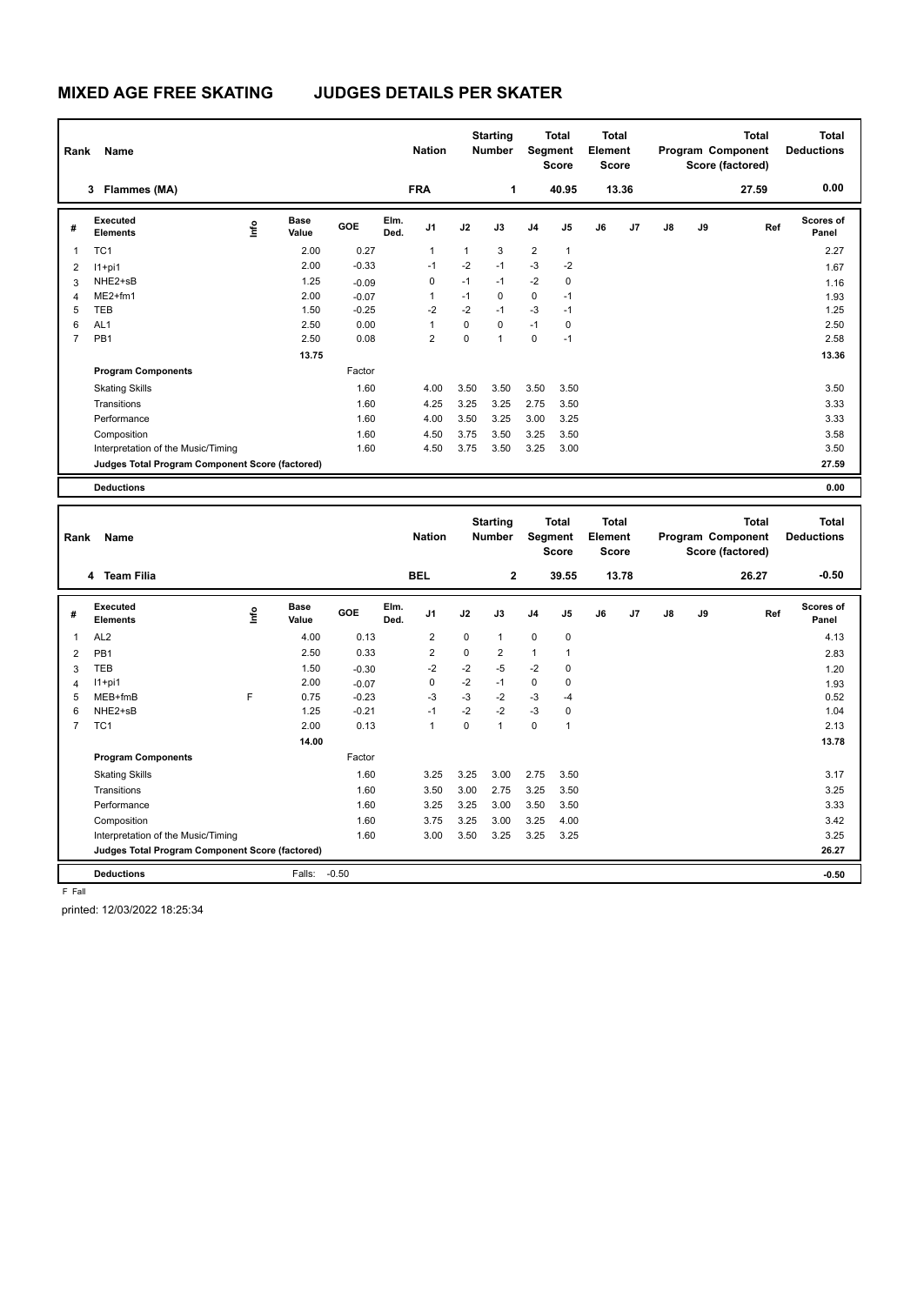# MIXED AGE FREE SKATING JUDGES DETAILS PER SKATER

| Rank | Name | Nation | Starting Number | Total Segment Score | Total Element Score | Total Program Component Score (factored) | Total Deductions |
|---|---|---|---|---|---|---|---|
| 3 | Flammes (MA) | FRA | 1 | 40.95 | 13.36 | 27.59 | 0.00 |

| # | Executed Elements | Info | Base Value | GOE | Elm. Ded. | J1 | J2 | J3 | J4 | J5 | J6 | J7 | J8 | J9 | Ref | Scores of Panel |
|---|---|---|---|---|---|---|---|---|---|---|---|---|---|---|---|---|
| 1 | TC1 | | 2.00 | 0.27 | | 1 | 1 | 3 | 2 | 1 | | | | | | 2.27 |
| 2 | I1+pi1 | | 2.00 | -0.33 | | -1 | -2 | -1 | -3 | -2 | | | | | | 1.67 |
| 3 | NHE2+sB | | 1.25 | -0.09 | | 0 | -1 | -1 | -2 | 0 | | | | | | 1.16 |
| 4 | ME2+fm1 | | 2.00 | -0.07 | | 1 | -1 | 0 | 0 | -1 | | | | | | 1.93 |
| 5 | TEB | | 1.50 | -0.25 | | -2 | -2 | -1 | -3 | -1 | | | | | | 1.25 |
| 6 | AL1 | | 2.50 | 0.00 | | 1 | 0 | 0 | -1 | 0 | | | | | | 2.50 |
| 7 | PB1 | | 2.50 | 0.08 | | 2 | 0 | 1 | 0 | -1 | | | | | | 2.58 |
| | | | 13.75 | | | | | | | | | | | | | 13.36 |
| | **Program Components** | | | Factor | | | | | | | | | | | | |
| | Skating Skills | | | 1.60 | | 4.00 | 3.50 | 3.50 | 3.50 | 3.50 | | | | | | 3.50 |
| | Transitions | | | 1.60 | | 4.25 | 3.25 | 3.25 | 2.75 | 3.50 | | | | | | 3.33 |
| | Performance | | | 1.60 | | 4.00 | 3.50 | 3.25 | 3.00 | 3.25 | | | | | | 3.33 |
| | Composition | | | 1.60 | | 4.50 | 3.75 | 3.50 | 3.25 | 3.50 | | | | | | 3.58 |
| | Interpretation of the Music/Timing | | | 1.60 | | 4.50 | 3.75 | 3.50 | 3.25 | 3.00 | | | | | | 3.50 |
| | **Judges Total Program Component Score (factored)** | | | | | | | | | | | | | | | 27.59 |
| | **Deductions** | | | | | | | | | | | | | | | 0.00 |

| Rank | Name | Nation | Starting Number | Total Segment Score | Total Element Score | Total Program Component Score (factored) | Total Deductions |
|---|---|---|---|---|---|---|---|
| 4 | Team Filia | BEL | 2 | 39.55 | 13.78 | 26.27 | -0.50 |

| # | Executed Elements | Info | Base Value | GOE | Elm. Ded. | J1 | J2 | J3 | J4 | J5 | J6 | J7 | J8 | J9 | Ref | Scores of Panel |
|---|---|---|---|---|---|---|---|---|---|---|---|---|---|---|---|---|
| 1 | AL2 | | 4.00 | 0.13 | | 2 | 0 | 1 | 0 | 0 | | | | | | 4.13 |
| 2 | PB1 | | 2.50 | 0.33 | | 2 | 0 | 2 | 1 | 1 | | | | | | 2.83 |
| 3 | TEB | | 1.50 | -0.30 | | -2 | -2 | -5 | -2 | 0 | | | | | | 1.20 |
| 4 | I1+pi1 | | 2.00 | -0.07 | | 0 | -2 | -1 | 0 | 0 | | | | | | 1.93 |
| 5 | MEB+fmB | F | 0.75 | -0.23 | | -3 | -3 | -2 | -3 | -4 | | | | | | 0.52 |
| 6 | NHE2+sB | | 1.25 | -0.21 | | -1 | -2 | -2 | -3 | 0 | | | | | | 1.04 |
| 7 | TC1 | | 2.00 | 0.13 | | 1 | 0 | 1 | 0 | 1 | | | | | | 2.13 |
| | | | 14.00 | | | | | | | | | | | | | 13.78 |
| | **Program Components** | | | Factor | | | | | | | | | | | | |
| | Skating Skills | | | 1.60 | | 3.25 | 3.25 | 3.00 | 2.75 | 3.50 | | | | | | 3.17 |
| | Transitions | | | 1.60 | | 3.50 | 3.00 | 2.75 | 3.25 | 3.50 | | | | | | 3.25 |
| | Performance | | | 1.60 | | 3.25 | 3.25 | 3.00 | 3.50 | 3.50 | | | | | | 3.33 |
| | Composition | | | 1.60 | | 3.75 | 3.25 | 3.00 | 3.25 | 4.00 | | | | | | 3.42 |
| | Interpretation of the Music/Timing | | | 1.60 | | 3.00 | 3.50 | 3.25 | 3.25 | 3.25 | | | | | | 3.25 |
| | **Judges Total Program Component Score (factored)** | | | | | | | | | | | | | | | 26.27 |
| | **Deductions** | | Falls: | -0.50 | | | | | | | | | | | | -0.50 |

F Fall

printed: 12/03/2022 18:25:34